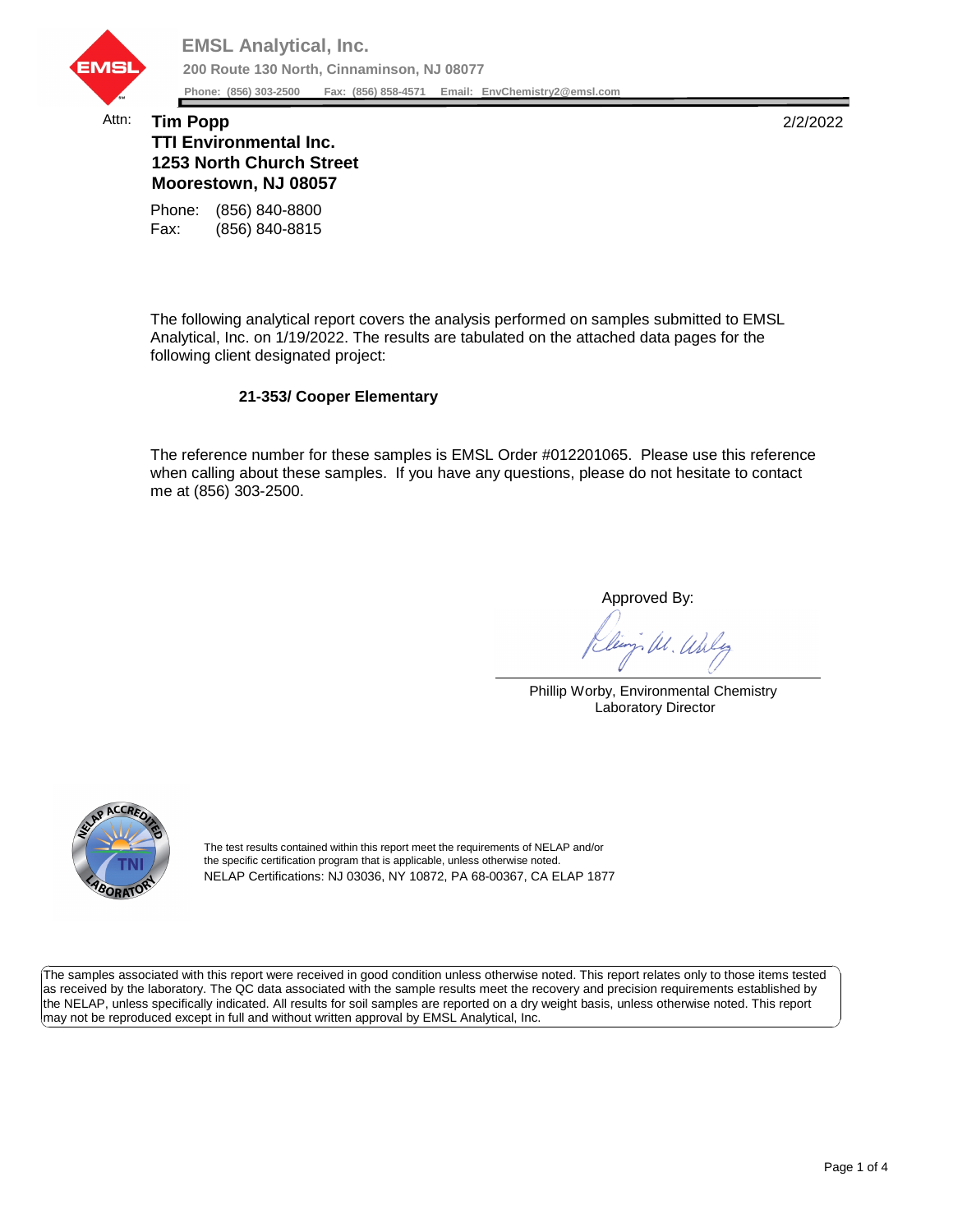**EMSL Analytical, Inc.**
**200 Route 130 North, Cinnaminson, NJ 08077**
**Phone: (856) 303-2500 Fax: (856) 858-4571 Email: EnvChemistry2@emsl.com**

Attn: **Tim Popp**
**TTI Environmental Inc.**
**1253 North Church Street**
**Moorestown, NJ 08057**

2/2/2022

Phone: (856) 840-8800
Fax: (856) 840-8815

The following analytical report covers the analysis performed on samples submitted to EMSL Analytical, Inc. on 1/19/2022. The results are tabulated on the attached data pages for the following client designated project:

**21-353/ Cooper Elementary**

The reference number for these samples is EMSL Order #012201065. Please use this reference when calling about these samples. If you have any questions, please do not hesitate to contact me at (856) 303-2500.

Approved By:

Phillip Worby, Environmental Chemistry Laboratory Director

The test results contained within this report meet the requirements of NELAP and/or the specific certification program that is applicable, unless otherwise noted.
NELAP Certifications: NJ 03036, NY 10872, PA 68-00367, CA ELAP 1877

The samples associated with this report were received in good condition unless otherwise noted. This report relates only to those items tested as received by the laboratory. The QC data associated with the sample results meet the recovery and precision requirements established by the NELAP, unless specifically indicated. All results for soil samples are reported on a dry weight basis, unless otherwise noted. This report may not be reproduced except in full and without written approval by EMSL Analytical, Inc.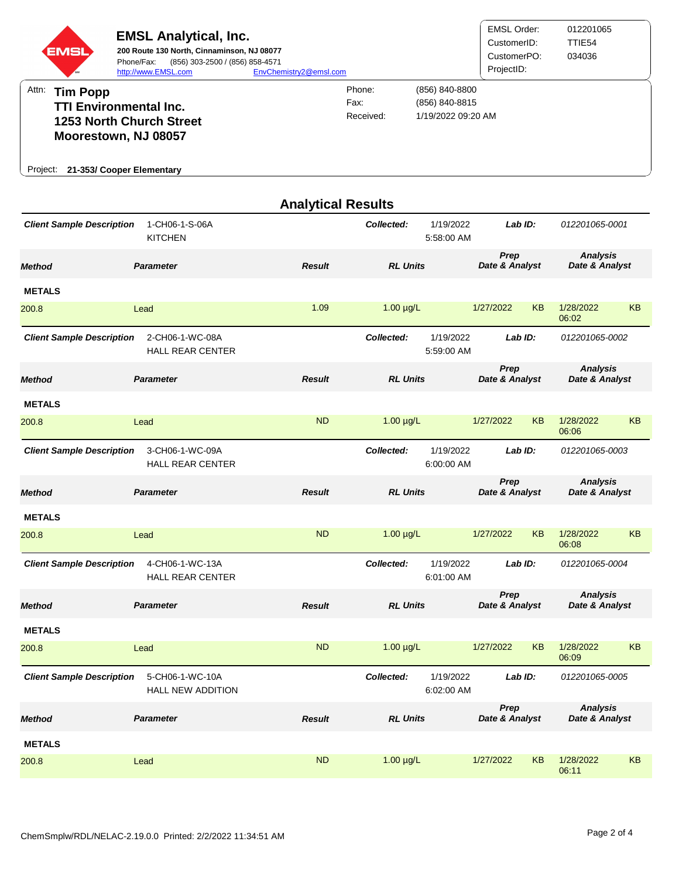# EMSL Analytical, Inc.

**200 Route 130 North, Cinnaminson, NJ 08077**
Phone/Fax: (856) 303-2500 / (856) 858-4571
http://www.EMSL.com EnvChemistry2@emsl.com

| | |
|---|---|
| EMSL Order: | 012201065 |
| CustomerID: | TTIE54 |
| CustomerPO: | 034036 |
| ProjectID: | |

Attn: **Tim Popp**
**TTI Environmental Inc.**
**1253 North Church Street**
**Moorestown, NJ 08057**

| | |
|---|---|
| Phone: | (856) 840-8800 |
| Fax: | (856) 840-8815 |
| Received: | 1/19/2022 09:20 AM |

Project: **21-353/ Cooper Elementary**

## Analytical Results

**Client Sample Description** 1-CH06-1-S-06A KITCHEN — **Collected:** 1/19/2022 5:58:00 AM — **Lab ID:** 012201065-0001

| Method | Parameter | Result | RL Units | Prep Date & Analyst | | Analysis Date & Analyst | |
|---|---|---|---|---|---|---|---|
| **METALS** | | | | | | | |
| 200.8 | Lead | 1.09 | 1.00 µg/L | 1/27/2022 | KB | 1/28/2022 06:02 | KB |

**Client Sample Description** 2-CH06-1-WC-08A HALL REAR CENTER — **Collected:** 1/19/2022 5:59:00 AM — **Lab ID:** 012201065-0002

| Method | Parameter | Result | RL Units | Prep Date & Analyst | | Analysis Date & Analyst | |
|---|---|---|---|---|---|---|---|
| **METALS** | | | | | | | |
| 200.8 | Lead | ND | 1.00 µg/L | 1/27/2022 | KB | 1/28/2022 06:06 | KB |

**Client Sample Description** 3-CH06-1-WC-09A HALL REAR CENTER — **Collected:** 1/19/2022 6:00:00 AM — **Lab ID:** 012201065-0003

| Method | Parameter | Result | RL Units | Prep Date & Analyst | | Analysis Date & Analyst | |
|---|---|---|---|---|---|---|---|
| **METALS** | | | | | | | |
| 200.8 | Lead | ND | 1.00 µg/L | 1/27/2022 | KB | 1/28/2022 06:08 | KB |

**Client Sample Description** 4-CH06-1-WC-13A HALL REAR CENTER — **Collected:** 1/19/2022 6:01:00 AM — **Lab ID:** 012201065-0004

| Method | Parameter | Result | RL Units | Prep Date & Analyst | | Analysis Date & Analyst | |
|---|---|---|---|---|---|---|---|
| **METALS** | | | | | | | |
| 200.8 | Lead | ND | 1.00 µg/L | 1/27/2022 | KB | 1/28/2022 06:09 | KB |

**Client Sample Description** 5-CH06-1-WC-10A HALL NEW ADDITION — **Collected:** 1/19/2022 6:02:00 AM — **Lab ID:** 012201065-0005

| Method | Parameter | Result | RL Units | Prep Date & Analyst | | Analysis Date & Analyst | |
|---|---|---|---|---|---|---|---|
| **METALS** | | | | | | | |
| 200.8 | Lead | ND | 1.00 µg/L | 1/27/2022 | KB | 1/28/2022 06:11 | KB |

ChemSmplw/RDL/NELAC-2.19.0.0 Printed: 2/2/2022 11:34:51 AM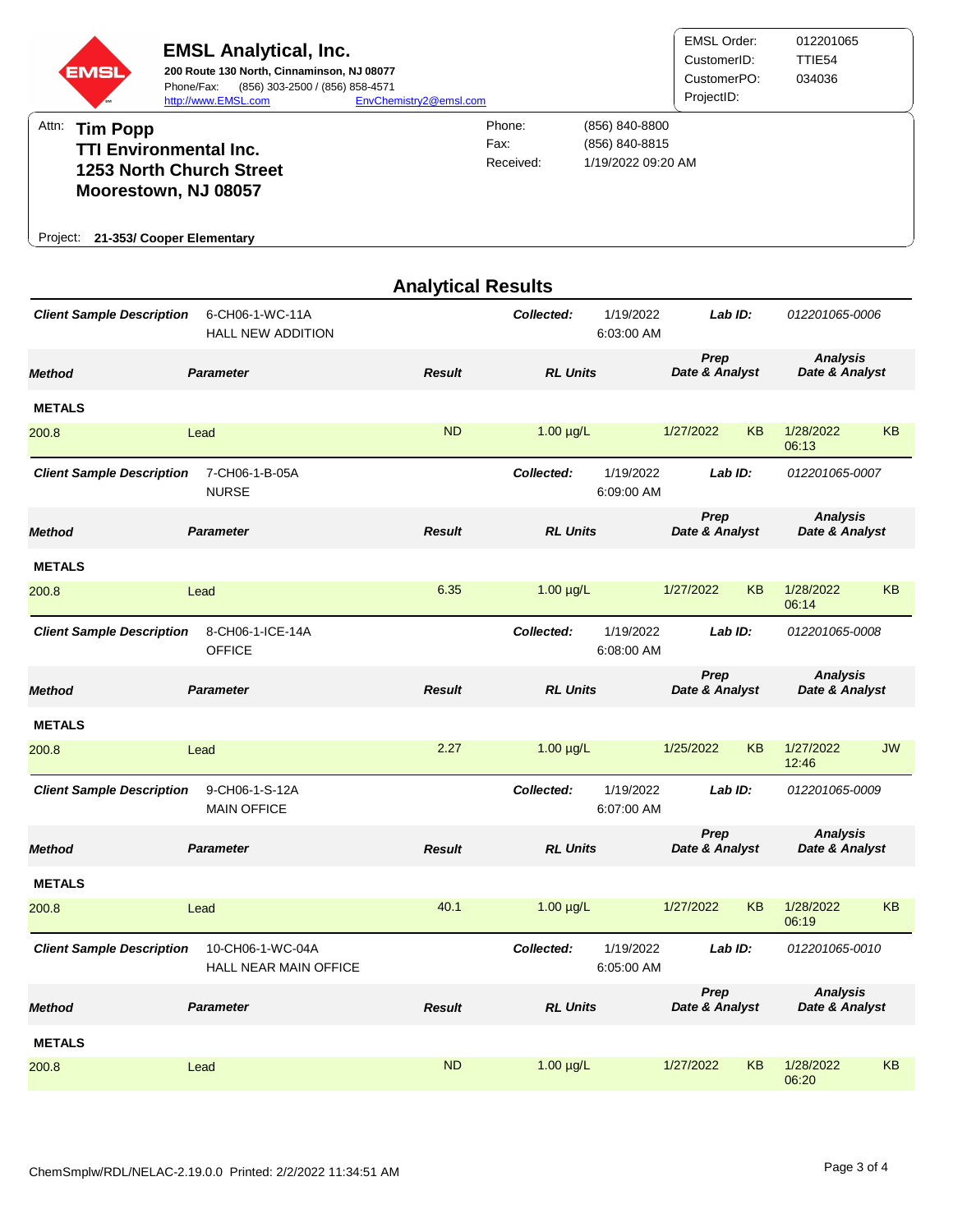**EMSL Analytical, Inc.**

**200 Route 130 North, Cinnaminson, NJ 08077**
Phone/Fax: (856) 303-2500 / (856) 858-4571
http://www.EMSL.com EnvChemistry2@emsl.com

EMSL Order: 012201065
CustomerID: TTIE54
CustomerPO: 034036
ProjectID:

Attn: **Tim Popp**
**TTI Environmental Inc.**
**1253 North Church Street**
**Moorestown, NJ 08057**

Phone: (856) 840-8800
Fax: (856) 840-8815
Received: 1/19/2022 09:20 AM

Project: **21-353/ Cooper Elementary**

## Analytical Results

***Client Sample Description*** 6-CH06-1-WC-11A HALL NEW ADDITION — ***Collected:*** 1/19/2022 6:03:00 AM — ***Lab ID:*** *012201065-0006*

| Method | Parameter | Result | RL Units | Prep Date & Analyst | | Analysis Date & Analyst | |
|---|---|---|---|---|---|---|---|
| **METALS** | | | | | | | |
| 200.8 | Lead | ND | 1.00 µg/L | 1/27/2022 | KB | 1/28/2022 06:13 | KB |

***Client Sample Description*** 7-CH06-1-B-05A NURSE — ***Collected:*** 1/19/2022 6:09:00 AM — ***Lab ID:*** *012201065-0007*

| Method | Parameter | Result | RL Units | Prep Date & Analyst | | Analysis Date & Analyst | |
|---|---|---|---|---|---|---|---|
| **METALS** | | | | | | | |
| 200.8 | Lead | 6.35 | 1.00 µg/L | 1/27/2022 | KB | 1/28/2022 06:14 | KB |

***Client Sample Description*** 8-CH06-1-ICE-14A OFFICE — ***Collected:*** 1/19/2022 6:08:00 AM — ***Lab ID:*** *012201065-0008*

| Method | Parameter | Result | RL Units | Prep Date & Analyst | | Analysis Date & Analyst | |
|---|---|---|---|---|---|---|---|
| **METALS** | | | | | | | |
| 200.8 | Lead | 2.27 | 1.00 µg/L | 1/25/2022 | KB | 1/27/2022 12:46 | JW |

***Client Sample Description*** 9-CH06-1-S-12A MAIN OFFICE — ***Collected:*** 1/19/2022 6:07:00 AM — ***Lab ID:*** *012201065-0009*

| Method | Parameter | Result | RL Units | Prep Date & Analyst | | Analysis Date & Analyst | |
|---|---|---|---|---|---|---|---|
| **METALS** | | | | | | | |
| 200.8 | Lead | 40.1 | 1.00 µg/L | 1/27/2022 | KB | 1/28/2022 06:19 | KB |

***Client Sample Description*** 10-CH06-1-WC-04A HALL NEAR MAIN OFFICE — ***Collected:*** 1/19/2022 6:05:00 AM — ***Lab ID:*** *012201065-0010*

| Method | Parameter | Result | RL Units | Prep Date & Analyst | | Analysis Date & Analyst | |
|---|---|---|---|---|---|---|---|
| **METALS** | | | | | | | |
| 200.8 | Lead | ND | 1.00 µg/L | 1/27/2022 | KB | 1/28/2022 06:20 | KB |

ChemSmplw/RDL/NELAC-2.19.0.0 Printed: 2/2/2022 11:34:51 AM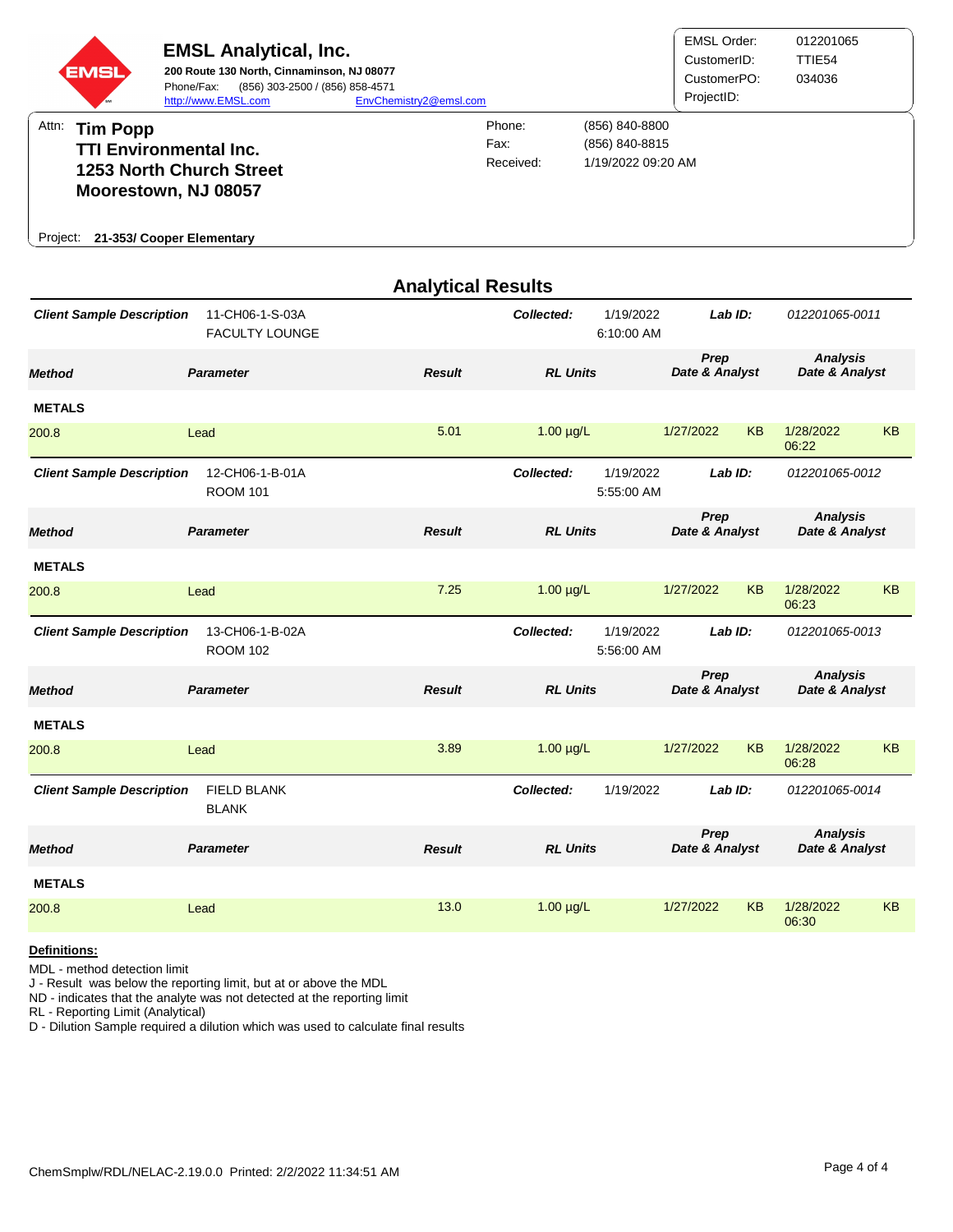# EMSL Analytical, Inc.

**200 Route 130 North, Cinnaminson, NJ 08077**
Phone/Fax: (856) 303-2500 / (856) 858-4571
http://www.EMSL.com EnvChemistry2@emsl.com

EMSL Order: 012201065
CustomerID: TTIE54
CustomerPO: 034036
ProjectID:

Attn: **Tim Popp**
**TTI Environmental Inc.**
**1253 North Church Street**
**Moorestown, NJ 08057**

Phone: (856) 840-8800
Fax: (856) 840-8815
Received: 1/19/2022 09:20 AM

Project: **21-353/ Cooper Elementary**

## Analytical Results

**Client Sample Description** 11-CH06-1-S-03A FACULTY LOUNGE — **Collected:** 1/19/2022 6:10:00 AM — **Lab ID:** 012201065-0011

| Method | Parameter | Result | RL Units | Prep Date & Analyst | | Analysis Date & Analyst | |
|---|---|---|---|---|---|---|---|
| **METALS** | | | | | | | |
| 200.8 | Lead | 5.01 | 1.00 µg/L | 1/27/2022 | KB | 1/28/2022 06:22 | KB |

**Client Sample Description** 12-CH06-1-B-01A ROOM 101 — **Collected:** 1/19/2022 5:55:00 AM — **Lab ID:** 012201065-0012

| Method | Parameter | Result | RL Units | Prep Date & Analyst | | Analysis Date & Analyst | |
|---|---|---|---|---|---|---|---|
| **METALS** | | | | | | | |
| 200.8 | Lead | 7.25 | 1.00 µg/L | 1/27/2022 | KB | 1/28/2022 06:23 | KB |

**Client Sample Description** 13-CH06-1-B-02A ROOM 102 — **Collected:** 1/19/2022 5:56:00 AM — **Lab ID:** 012201065-0013

| Method | Parameter | Result | RL Units | Prep Date & Analyst | | Analysis Date & Analyst | |
|---|---|---|---|---|---|---|---|
| **METALS** | | | | | | | |
| 200.8 | Lead | 3.89 | 1.00 µg/L | 1/27/2022 | KB | 1/28/2022 06:28 | KB |

**Client Sample Description** FIELD BLANK BLANK — **Collected:** 1/19/2022 — **Lab ID:** 012201065-0014

| Method | Parameter | Result | RL Units | Prep Date & Analyst | | Analysis Date & Analyst | |
|---|---|---|---|---|---|---|---|
| **METALS** | | | | | | | |
| 200.8 | Lead | 13.0 | 1.00 µg/L | 1/27/2022 | KB | 1/28/2022 06:30 | KB |

**Definitions:**

MDL - method detection limit
J - Result was below the reporting limit, but at or above the MDL
ND - indicates that the analyte was not detected at the reporting limit
RL - Reporting Limit (Analytical)
D - Dilution Sample required a dilution which was used to calculate final results

ChemSmplw/RDL/NELAC-2.19.0.0 Printed: 2/2/2022 11:34:51 AM